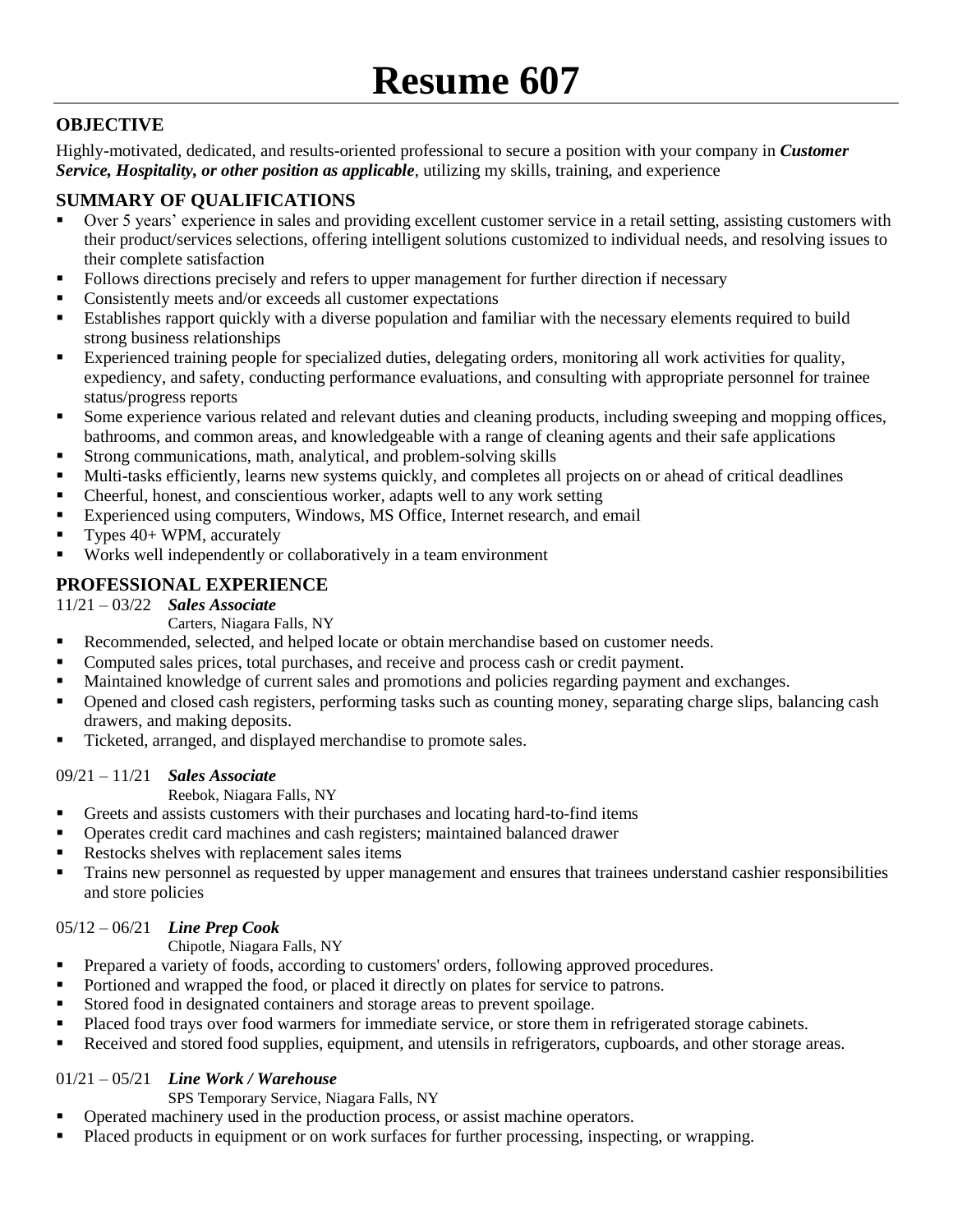# Resume 607

## OBJECTIVE

Highly-motivated, dedicated, and results-oriented professional to secure a position with your company in ***Customer Service, Hospitality, or other position as applicable***, utilizing my skills, training, and experience

## SUMMARY OF QUALIFICATIONS

- Over 5 years' experience in sales and providing excellent customer service in a retail setting, assisting customers with their product/services selections, offering intelligent solutions customized to individual needs, and resolving issues to their complete satisfaction
- Follows directions precisely and refers to upper management for further direction if necessary
- Consistently meets and/or exceeds all customer expectations
- Establishes rapport quickly with a diverse population and familiar with the necessary elements required to build strong business relationships
- Experienced training people for specialized duties, delegating orders, monitoring all work activities for quality, expediency, and safety, conducting performance evaluations, and consulting with appropriate personnel for trainee status/progress reports
- Some experience various related and relevant duties and cleaning products, including sweeping and mopping offices, bathrooms, and common areas, and knowledgeable with a range of cleaning agents and their safe applications
- Strong communications, math, analytical, and problem-solving skills
- Multi-tasks efficiently, learns new systems quickly, and completes all projects on or ahead of critical deadlines
- Cheerful, honest, and conscientious worker, adapts well to any work setting
- Experienced using computers, Windows, MS Office, Internet research, and email
- Types 40+ WPM, accurately
- Works well independently or collaboratively in a team environment

## PROFESSIONAL EXPERIENCE

11/21 – 03/22 ***Sales Associate***
Carters, Niagara Falls, NY

- Recommended, selected, and helped locate or obtain merchandise based on customer needs.
- Computed sales prices, total purchases, and receive and process cash or credit payment.
- Maintained knowledge of current sales and promotions and policies regarding payment and exchanges.
- Opened and closed cash registers, performing tasks such as counting money, separating charge slips, balancing cash drawers, and making deposits.
- Ticketed, arranged, and displayed merchandise to promote sales.

09/21 – 11/21 ***Sales Associate***
Reebok, Niagara Falls, NY

- Greets and assists customers with their purchases and locating hard-to-find items
- Operates credit card machines and cash registers; maintained balanced drawer
- Restocks shelves with replacement sales items
- Trains new personnel as requested by upper management and ensures that trainees understand cashier responsibilities and store policies

05/12 – 06/21 ***Line Prep Cook***
Chipotle, Niagara Falls, NY

- Prepared a variety of foods, according to customers' orders, following approved procedures.
- Portioned and wrapped the food, or placed it directly on plates for service to patrons.
- Stored food in designated containers and storage areas to prevent spoilage.
- Placed food trays over food warmers for immediate service, or store them in refrigerated storage cabinets.
- Received and stored food supplies, equipment, and utensils in refrigerators, cupboards, and other storage areas.

01/21 – 05/21 ***Line Work / Warehouse***
SPS Temporary Service, Niagara Falls, NY

- Operated machinery used in the production process, or assist machine operators.
- Placed products in equipment or on work surfaces for further processing, inspecting, or wrapping.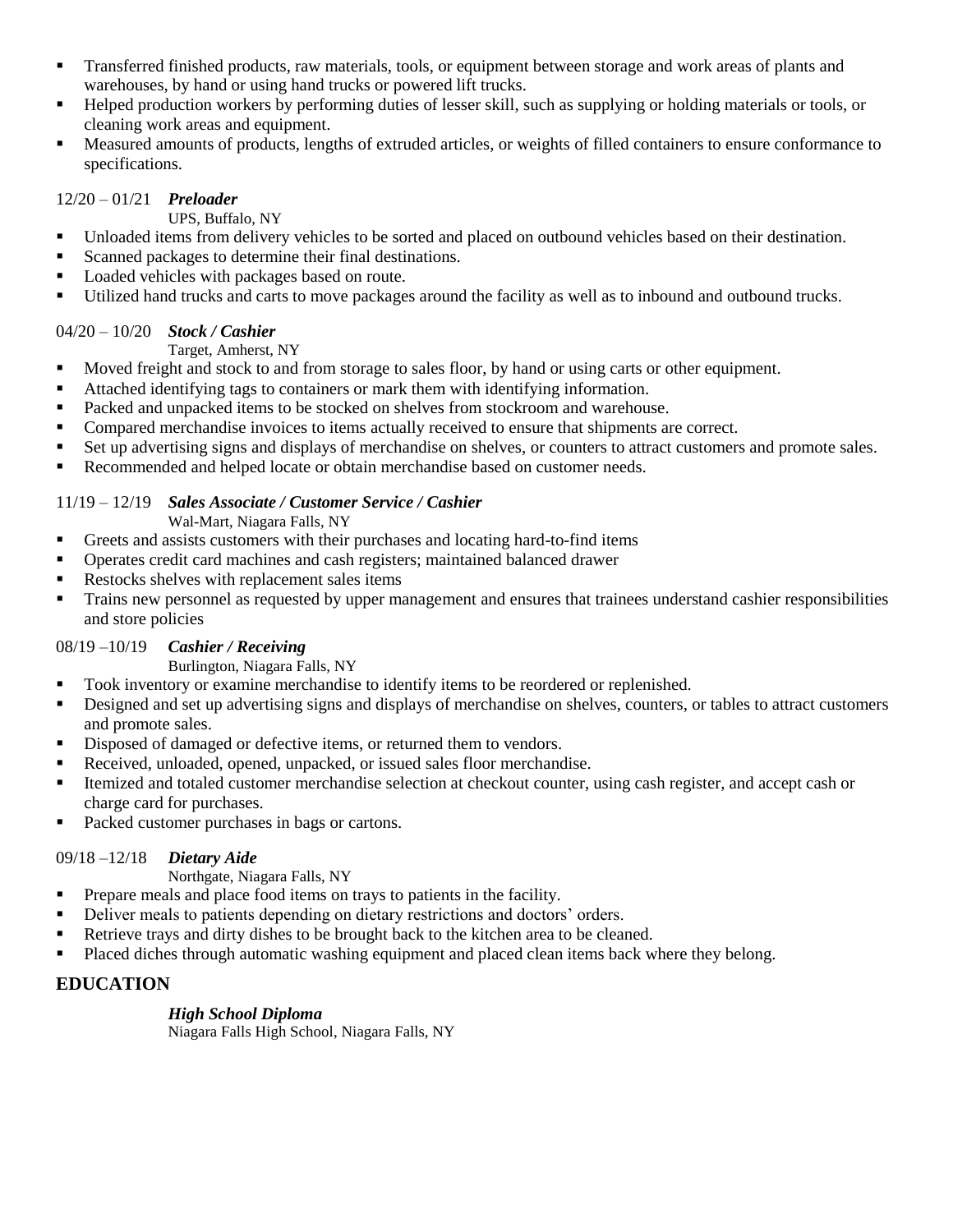- Transferred finished products, raw materials, tools, or equipment between storage and work areas of plants and warehouses, by hand or using hand trucks or powered lift trucks.
- Helped production workers by performing duties of lesser skill, such as supplying or holding materials or tools, or cleaning work areas and equipment.
- Measured amounts of products, lengths of extruded articles, or weights of filled containers to ensure conformance to specifications.

12/20 – 01/21 ***Preloader***
UPS, Buffalo, NY

- Unloaded items from delivery vehicles to be sorted and placed on outbound vehicles based on their destination.
- Scanned packages to determine their final destinations.
- Loaded vehicles with packages based on route.
- Utilized hand trucks and carts to move packages around the facility as well as to inbound and outbound trucks.

04/20 – 10/20 ***Stock / Cashier***
Target, Amherst, NY

- Moved freight and stock to and from storage to sales floor, by hand or using carts or other equipment.
- Attached identifying tags to containers or mark them with identifying information.
- Packed and unpacked items to be stocked on shelves from stockroom and warehouse.
- Compared merchandise invoices to items actually received to ensure that shipments are correct.
- Set up advertising signs and displays of merchandise on shelves, or counters to attract customers and promote sales.
- Recommended and helped locate or obtain merchandise based on customer needs.

11/19 – 12/19 ***Sales Associate / Customer Service / Cashier***
Wal-Mart, Niagara Falls, NY

- Greets and assists customers with their purchases and locating hard-to-find items
- Operates credit card machines and cash registers; maintained balanced drawer
- Restocks shelves with replacement sales items
- Trains new personnel as requested by upper management and ensures that trainees understand cashier responsibilities and store policies

08/19 –10/19 ***Cashier / Receiving***
Burlington, Niagara Falls, NY

- Took inventory or examine merchandise to identify items to be reordered or replenished.
- Designed and set up advertising signs and displays of merchandise on shelves, counters, or tables to attract customers and promote sales.
- Disposed of damaged or defective items, or returned them to vendors.
- Received, unloaded, opened, unpacked, or issued sales floor merchandise.
- Itemized and totaled customer merchandise selection at checkout counter, using cash register, and accept cash or charge card for purchases.
- Packed customer purchases in bags or cartons.

09/18 –12/18 ***Dietary Aide***
Northgate, Niagara Falls, NY

- Prepare meals and place food items on trays to patients in the facility.
- Deliver meals to patients depending on dietary restrictions and doctors' orders.
- Retrieve trays and dirty dishes to be brought back to the kitchen area to be cleaned.
- Placed diches through automatic washing equipment and placed clean items back where they belong.

## EDUCATION

***High School Diploma***
Niagara Falls High School, Niagara Falls, NY